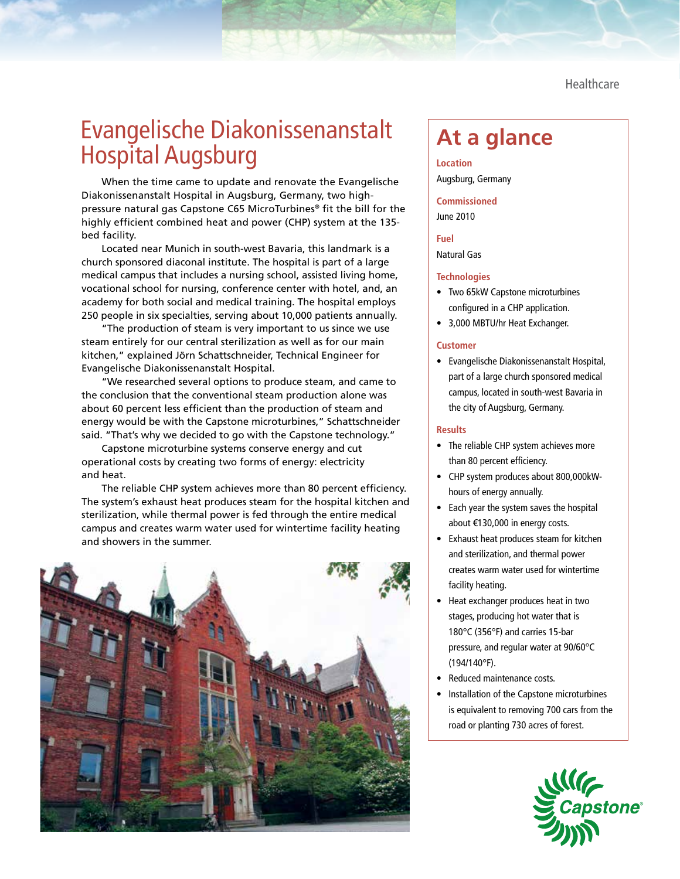Healthcare

# Evangelische Diakonissenanstalt Hospital Augsburg

When the time came to update and renovate the Evangelische Diakonissenanstalt Hospital in Augsburg, Germany, two high-pressure natural gas Capstone C65 MicroTurbines® fit the bill for the highly efficient combined heat and power (CHP) system at the 135-bed facility.

Located near Munich in south-west Bavaria, this landmark is a church sponsored diaconal institute. The hospital is part of a large medical campus that includes a nursing school, assisted living home, vocational school for nursing, conference center with hotel, and, an academy for both social and medical training. The hospital employs 250 people in six specialties, serving about 10,000 patients annually.

"The production of steam is very important to us since we use steam entirely for our central sterilization as well as for our main kitchen," explained Jörn Schattschneider, Technical Engineer for Evangelische Diakonissenanstalt Hospital.

"We researched several options to produce steam, and came to the conclusion that the conventional steam production alone was about 60 percent less efficient than the production of steam and energy would be with the Capstone microturbines," Schattschneider said. "That's why we decided to go with the Capstone technology."

Capstone microturbine systems conserve energy and cut operational costs by creating two forms of energy: electricity and heat.

The reliable CHP system achieves more than 80 percent efficiency. The system's exhaust heat produces steam for the hospital kitchen and sterilization, while thermal power is fed through the entire medical campus and creates warm water used for wintertime facility heating and showers in the summer.

## At a glance

**Location**

Augsburg, Germany

**Commissioned**

June 2010

**Fuel**

Natural Gas

**Technologies**

- Two 65kW Capstone microturbines configured in a CHP application.
- 3,000 MBTU/hr Heat Exchanger.

**Customer**

- Evangelische Diakonissenanstalt Hospital, part of a large church sponsored medical campus, located in south-west Bavaria in the city of Augsburg, Germany.

**Results**

- The reliable CHP system achieves more than 80 percent efficiency.
- CHP system produces about 800,000kW-hours of energy annually.
- Each year the system saves the hospital about €130,000 in energy costs.
- Exhaust heat produces steam for kitchen and sterilization, and thermal power creates warm water used for wintertime facility heating.
- Heat exchanger produces heat in two stages, producing hot water that is 180°C (356°F) and carries 15-bar pressure, and regular water at 90/60°C (194/140°F).
- Reduced maintenance costs.
- Installation of the Capstone microturbines is equivalent to removing 700 cars from the road or planting 730 acres of forest.

Capstone®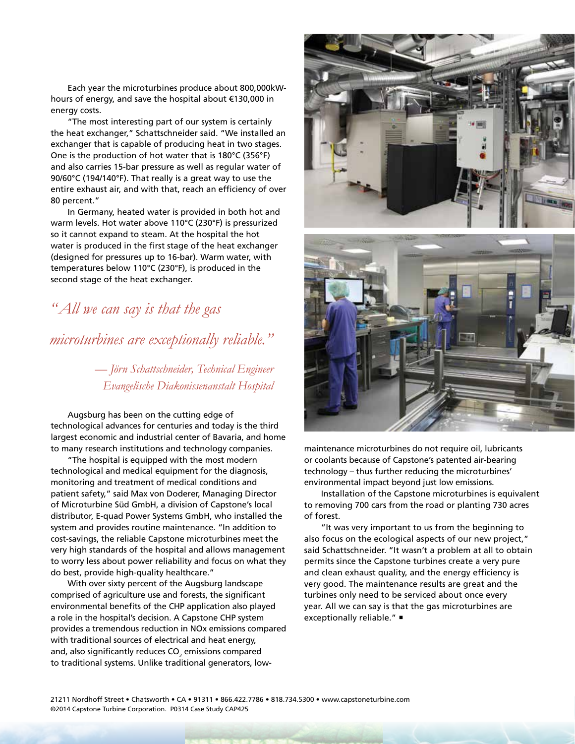Each year the microturbines produce about 800,000kW-hours of energy, and save the hospital about €130,000 in energy costs.

"The most interesting part of our system is certainly the heat exchanger," Schattschneider said. "We installed an exchanger that is capable of producing heat in two stages. One is the production of hot water that is 180°C (356°F) and also carries 15-bar pressure as well as regular water of 90/60°C (194/140°F). That really is a great way to use the entire exhaust air, and with that, reach an efficiency of over 80 percent."

In Germany, heated water is provided in both hot and warm levels. Hot water above 110°C (230°F) is pressurized so it cannot expand to steam. At the hospital the hot water is produced in the first stage of the heat exchanger (designed for pressures up to 16-bar). Warm water, with temperatures below 110°C (230°F), is produced in the second stage of the heat exchanger.

*"All we can say is that the gas microturbines are exceptionally reliable."*

*— Jörn Schattschneider, Technical Engineer Evangelische Diakonissenanstalt Hospital*

Augsburg has been on the cutting edge of technological advances for centuries and today is the third largest economic and industrial center of Bavaria, and home to many research institutions and technology companies.

"The hospital is equipped with the most modern technological and medical equipment for the diagnosis, monitoring and treatment of medical conditions and patient safety," said Max von Doderer, Managing Director of Microturbine Süd GmbH, a division of Capstone's local distributor, E-quad Power Systems GmbH, who installed the system and provides routine maintenance. "In addition to cost-savings, the reliable Capstone microturbines meet the very high standards of the hospital and allows management to worry less about power reliability and focus on what they do best, provide high-quality healthcare."

With over sixty percent of the Augsburg landscape comprised of agriculture use and forests, the significant environmental benefits of the CHP application also played a role in the hospital's decision. A Capstone CHP system provides a tremendous reduction in NOx emissions compared with traditional sources of electrical and heat energy, and, also significantly reduces $CO_2$ emissions compared to traditional systems. Unlike traditional generators, low-maintenance microturbines do not require oil, lubricants or coolants because of Capstone's patented air-bearing technology – thus further reducing the microturbines' environmental impact beyond just low emissions.

Installation of the Capstone microturbines is equivalent to removing 700 cars from the road or planting 730 acres of forest.

"It was very important to us from the beginning to also focus on the ecological aspects of our new project," said Schattschneider. "It wasn't a problem at all to obtain permits since the Capstone turbines create a very pure and clean exhaust quality, and the energy efficiency is very good. The maintenance results are great and the turbines only need to be serviced about once every year. All we can say is that the gas microturbines are exceptionally reliable." ■

21211 Nordhoff Street • Chatsworth • CA • 91311 • 866.422.7786 • 818.734.5300 • www.capstoneturbine.com
©2014 Capstone Turbine Corporation. P0314 Case Study CAP425